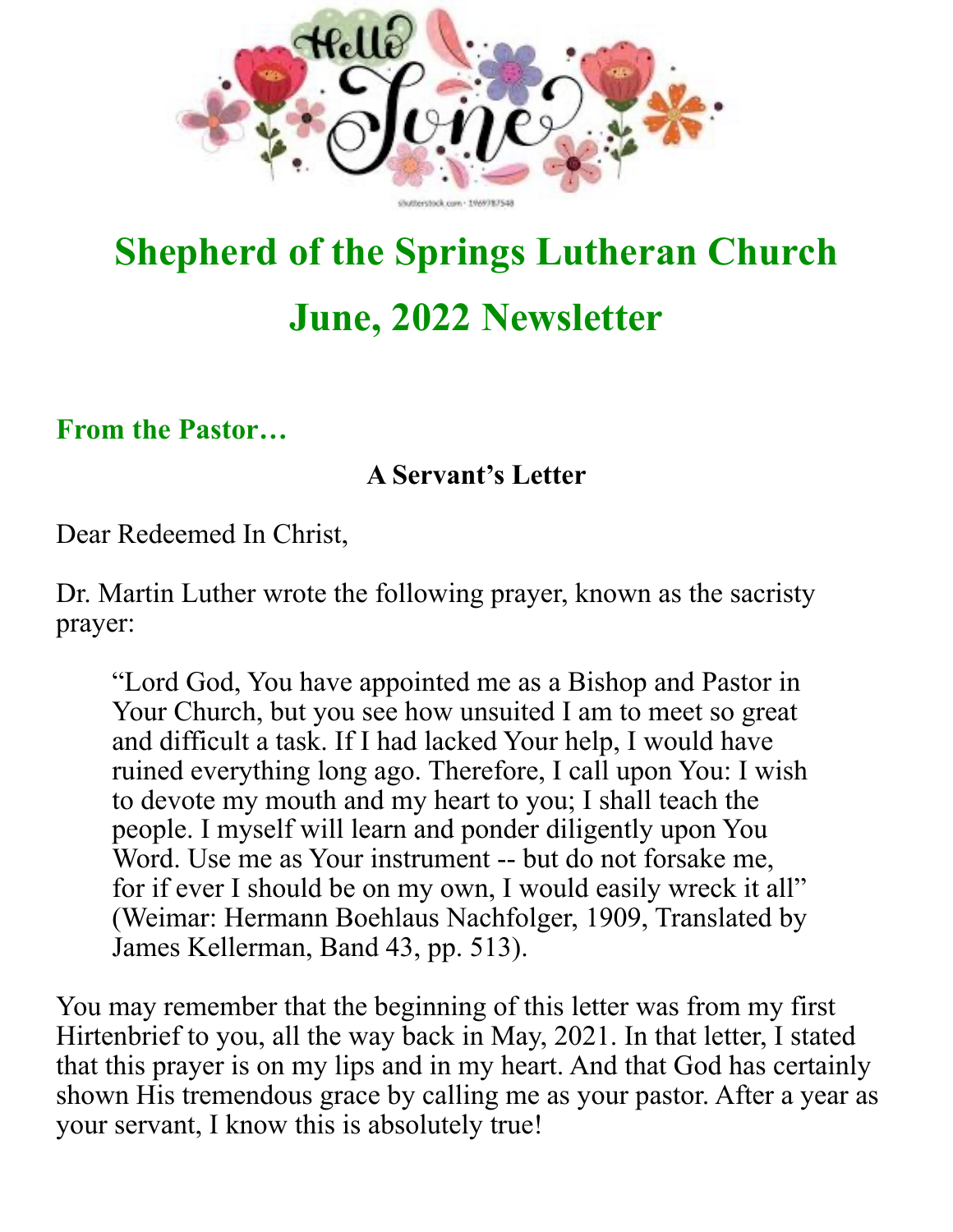# Shepherd of the Springs Lutheran Church

# June, 2022 Newsletter

## From the Pastor…

### A Servant's Letter

Dear Redeemed In Christ,

Dr. Martin Luther wrote the following prayer, known as the sacristy prayer:

> "Lord God, You have appointed me as a Bishop and Pastor in Your Church, but you see how unsuited I am to meet so great and difficult a task. If I had lacked Your help, I would have ruined everything long ago. Therefore, I call upon You: I wish to devote my mouth and my heart to you; I shall teach the people. I myself will learn and ponder diligently upon You Word. Use me as Your instrument -- but do not forsake me, for if ever I should be on my own, I would easily wreck it all" (Weimar: Hermann Boehlaus Nachfolger, 1909, Translated by James Kellerman, Band 43, pp. 513).

You may remember that the beginning of this letter was from my first Hirtenbrief to you, all the way back in May, 2021. In that letter, I stated that this prayer is on my lips and in my heart. And that God has certainly shown His tremendous grace by calling me as your pastor. After a year as your servant, I know this is absolutely true!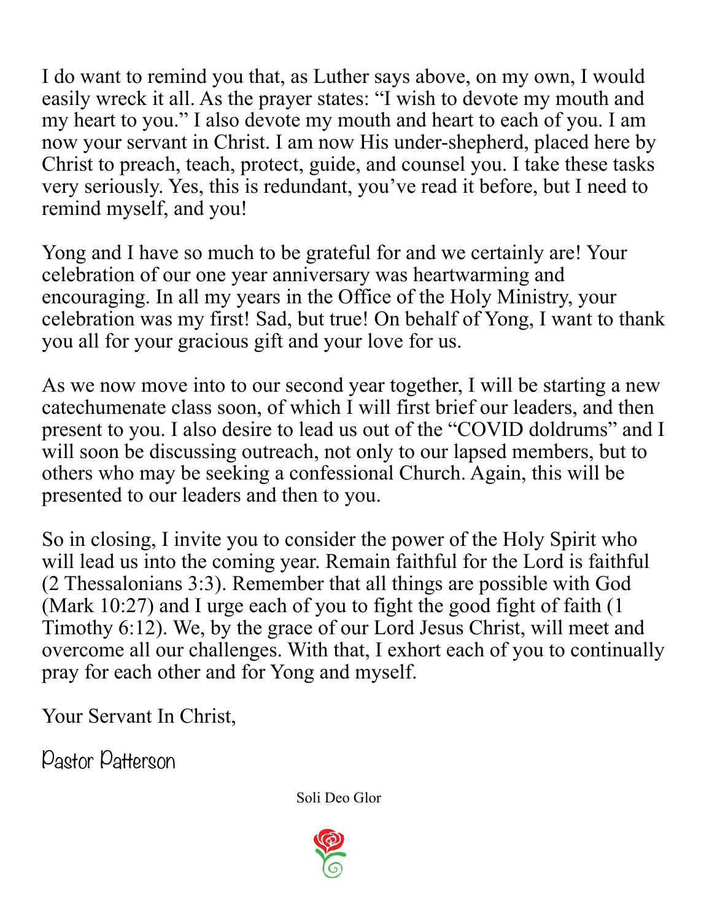I do want to remind you that, as Luther says above, on my own, I would easily wreck it all. As the prayer states: "I wish to devote my mouth and my heart to you." I also devote my mouth and heart to each of you. I am now your servant in Christ. I am now His under-shepherd, placed here by Christ to preach, teach, protect, guide, and counsel you. I take these tasks very seriously. Yes, this is redundant, you've read it before, but I need to remind myself, and you!

Yong and I have so much to be grateful for and we certainly are! Your celebration of our one year anniversary was heartwarming and encouraging. In all my years in the Office of the Holy Ministry, your celebration was my first! Sad, but true! On behalf of Yong, I want to thank you all for your gracious gift and your love for us.

As we now move into to our second year together, I will be starting a new catechumenate class soon, of which I will first brief our leaders, and then present to you. I also desire to lead us out of the "COVID doldrums" and I will soon be discussing outreach, not only to our lapsed members, but to others who may be seeking a confessional Church. Again, this will be presented to our leaders and then to you.

So in closing, I invite you to consider the power of the Holy Spirit who will lead us into the coming year. Remain faithful for the Lord is faithful (2 Thessalonians 3:3). Remember that all things are possible with God (Mark 10:27) and I urge each of you to fight the good fight of faith (1 Timothy 6:12). We, by the grace of our Lord Jesus Christ, will meet and overcome all our challenges. With that, I exhort each of you to continually pray for each other and for Yong and myself.

Your Servant In Christ,

Pastor Patterson

Soli Deo Glor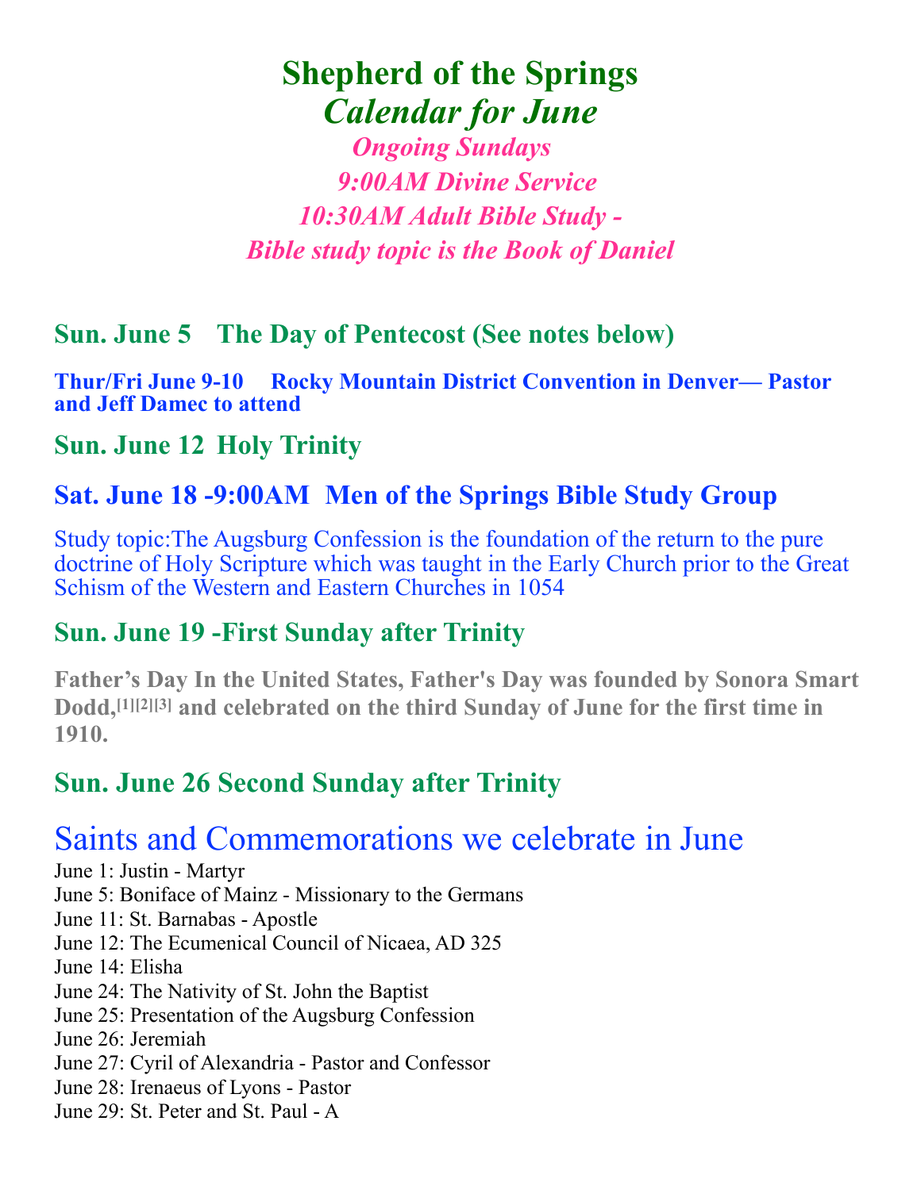# Shepherd of the Springs

## *Calendar for June*

***Ongoing Sundays***

***9:00AM Divine Service***

***10:30AM Adult Bible Study -***

***Bible study topic is the Book of Daniel***

### Sun. June 5 The Day of Pentecost (See notes below)

**Thur/Fri June 9-10 Rocky Mountain District Convention in Denver— Pastor and Jeff Damec to attend**

### Sun. June 12 Holy Trinity

### Sat. June 18 -9:00AM Men of the Springs Bible Study Group

Study topic:The Augsburg Confession is the foundation of the return to the pure doctrine of Holy Scripture which was taught in the Early Church prior to the Great Schism of the Western and Eastern Churches in 1054

### Sun. June 19 -First Sunday after Trinity

**Father's Day In the United States, Father's Day was founded by Sonora Smart Dodd,[1][2][3] and celebrated on the third Sunday of June for the first time in 1910.**

### Sun. June 26 Second Sunday after Trinity

## Saints and Commemorations we celebrate in June

June 1: Justin - Martyr
June 5: Boniface of Mainz - Missionary to the Germans
June 11: St. Barnabas - Apostle
June 12: The Ecumenical Council of Nicaea, AD 325
June 14: Elisha
June 24: The Nativity of St. John the Baptist
June 25: Presentation of the Augsburg Confession
June 26: Jeremiah
June 27: Cyril of Alexandria - Pastor and Confessor
June 28: Irenaeus of Lyons - Pastor
June 29: St. Peter and St. Paul - A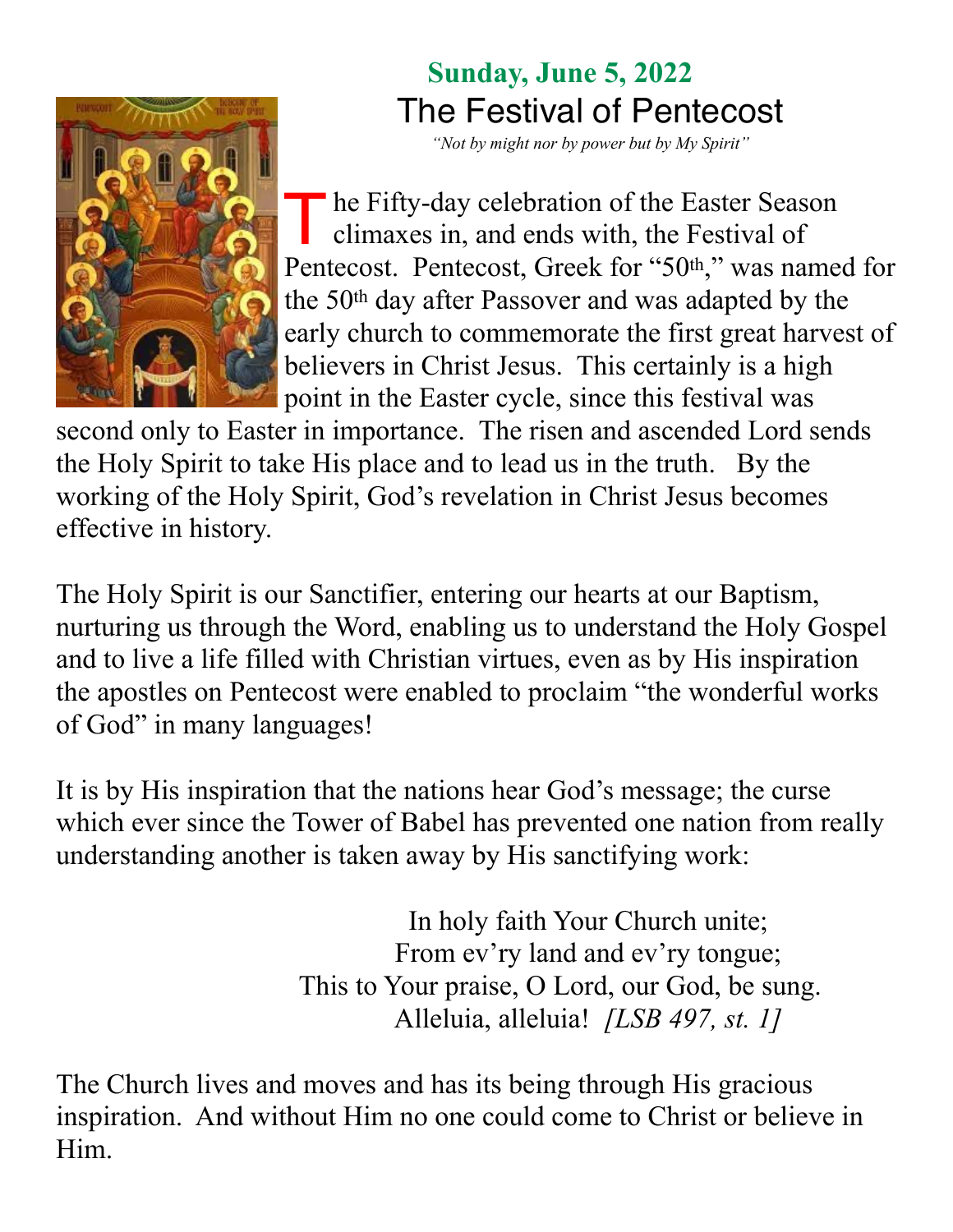**Sunday, June 5, 2022**

# The Festival of Pentecost

*"Not by might nor by power but by My Spirit"*

The Fifty-day celebration of the Easter Season climaxes in, and ends with, the Festival of Pentecost. Pentecost, Greek for "50th," was named for the 50th day after Passover and was adapted by the early church to commemorate the first great harvest of believers in Christ Jesus. This certainly is a high point in the Easter cycle, since this festival was second only to Easter in importance. The risen and ascended Lord sends the Holy Spirit to take His place and to lead us in the truth. By the working of the Holy Spirit, God's revelation in Christ Jesus becomes effective in history.

The Holy Spirit is our Sanctifier, entering our hearts at our Baptism, nurturing us through the Word, enabling us to understand the Holy Gospel and to live a life filled with Christian virtues, even as by His inspiration the apostles on Pentecost were enabled to proclaim "the wonderful works of God" in many languages!

It is by His inspiration that the nations hear God's message; the curse which ever since the Tower of Babel has prevented one nation from really understanding another is taken away by His sanctifying work:

In holy faith Your Church unite;
From ev'ry land and ev'ry tongue;
This to Your praise, O Lord, our God, be sung.
Alleluia, alleluia! *[LSB 497, st. 1]*

The Church lives and moves and has its being through His gracious inspiration. And without Him no one could come to Christ or believe in Him.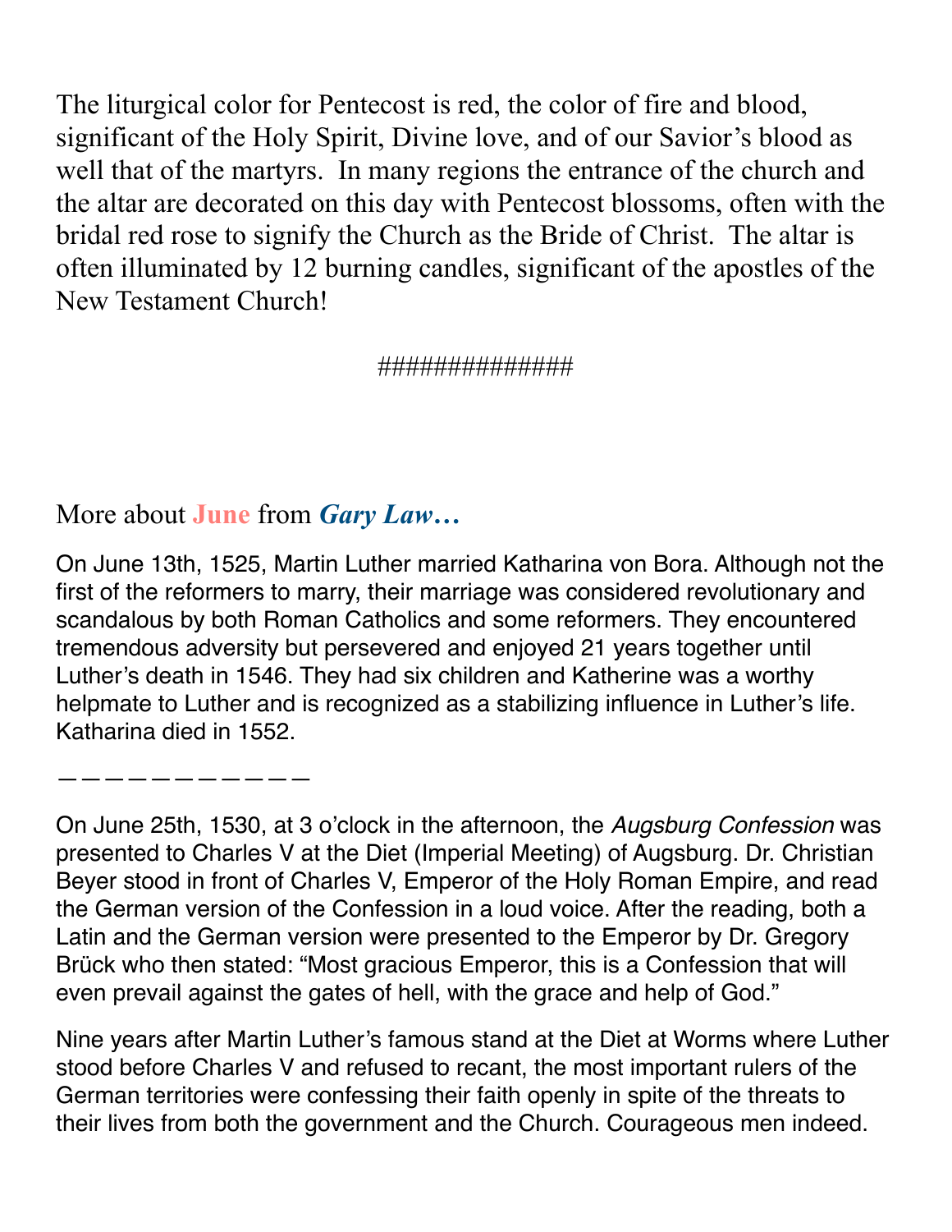The liturgical color for Pentecost is red, the color of fire and blood, significant of the Holy Spirit, Divine love, and of our Savior's blood as well that of the martyrs.  In many regions the entrance of the church and the altar are decorated on this day with Pentecost blossoms, often with the bridal red rose to signify the Church as the Bride of Christ.  The altar is often illuminated by 12 burning candles, significant of the apostles of the New Testament Church!

##############

More about **June** from ***Gary Law…***

On June 13th, 1525, Martin Luther married Katharina von Bora. Although not the first of the reformers to marry, their marriage was considered revolutionary and scandalous by both Roman Catholics and some reformers. They encountered tremendous adversity but persevered and enjoyed 21 years together until Luther's death in 1546. They had six children and Katherine was a worthy helpmate to Luther and is recognized as a stabilizing influence in Luther's life. Katharina died in 1552.

————————————

On June 25th, 1530, at 3 o'clock in the afternoon, the *Augsburg Confession* was presented to Charles V at the Diet (Imperial Meeting) of Augsburg. Dr. Christian Beyer stood in front of Charles V, Emperor of the Holy Roman Empire, and read the German version of the Confession in a loud voice. After the reading, both a Latin and the German version were presented to the Emperor by Dr. Gregory Brück who then stated: "Most gracious Emperor, this is a Confession that will even prevail against the gates of hell, with the grace and help of God."

Nine years after Martin Luther's famous stand at the Diet at Worms where Luther stood before Charles V and refused to recant, the most important rulers of the German territories were confessing their faith openly in spite of the threats to their lives from both the government and the Church. Courageous men indeed.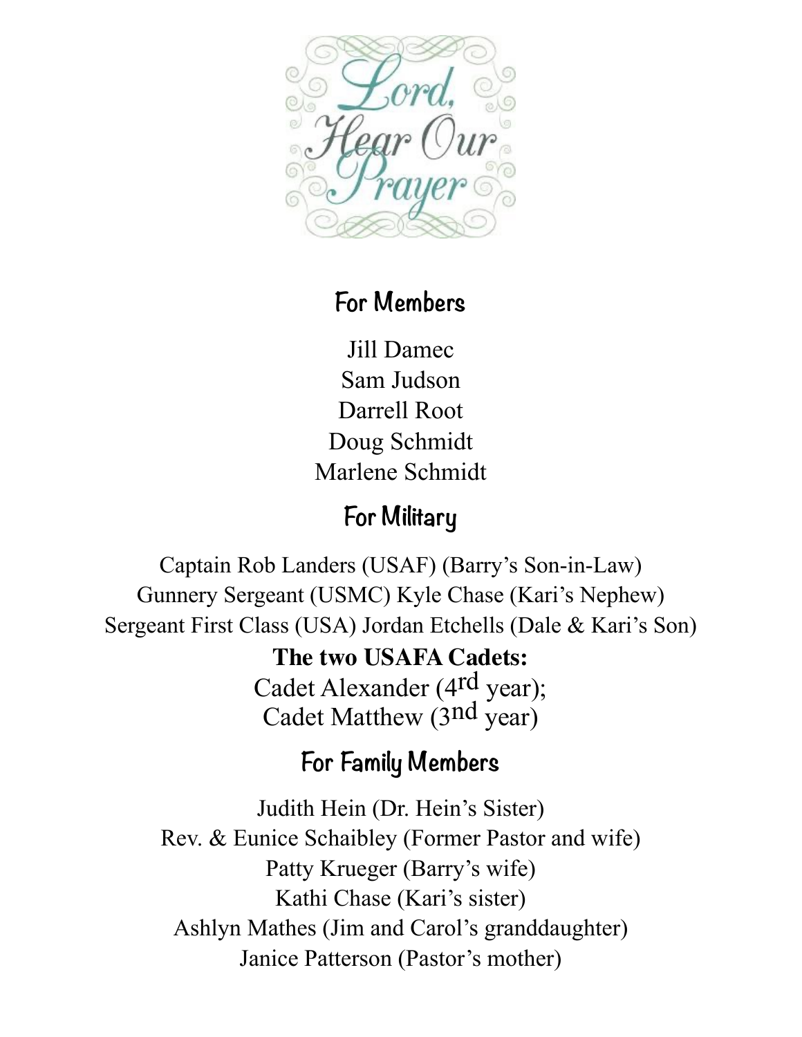# Lord, Hear Our Prayer

## For Members

Jill Damec
Sam Judson
Darrell Root
Doug Schmidt
Marlene Schmidt

## For Military

Captain Rob Landers (USAF) (Barry's Son-in-Law)
Gunnery Sergeant (USMC) Kyle Chase (Kari's Nephew)
Sergeant First Class (USA) Jordan Etchells (Dale & Kari's Son)

**The two USAFA Cadets:**
Cadet Alexander (4rd year);
Cadet Matthew (3nd year)

## For Family Members

Judith Hein (Dr. Hein's Sister)
Rev. & Eunice Schaibley (Former Pastor and wife)
Patty Krueger (Barry's wife)
Kathi Chase (Kari's sister)
Ashlyn Mathes (Jim and Carol's granddaughter)
Janice Patterson (Pastor's mother)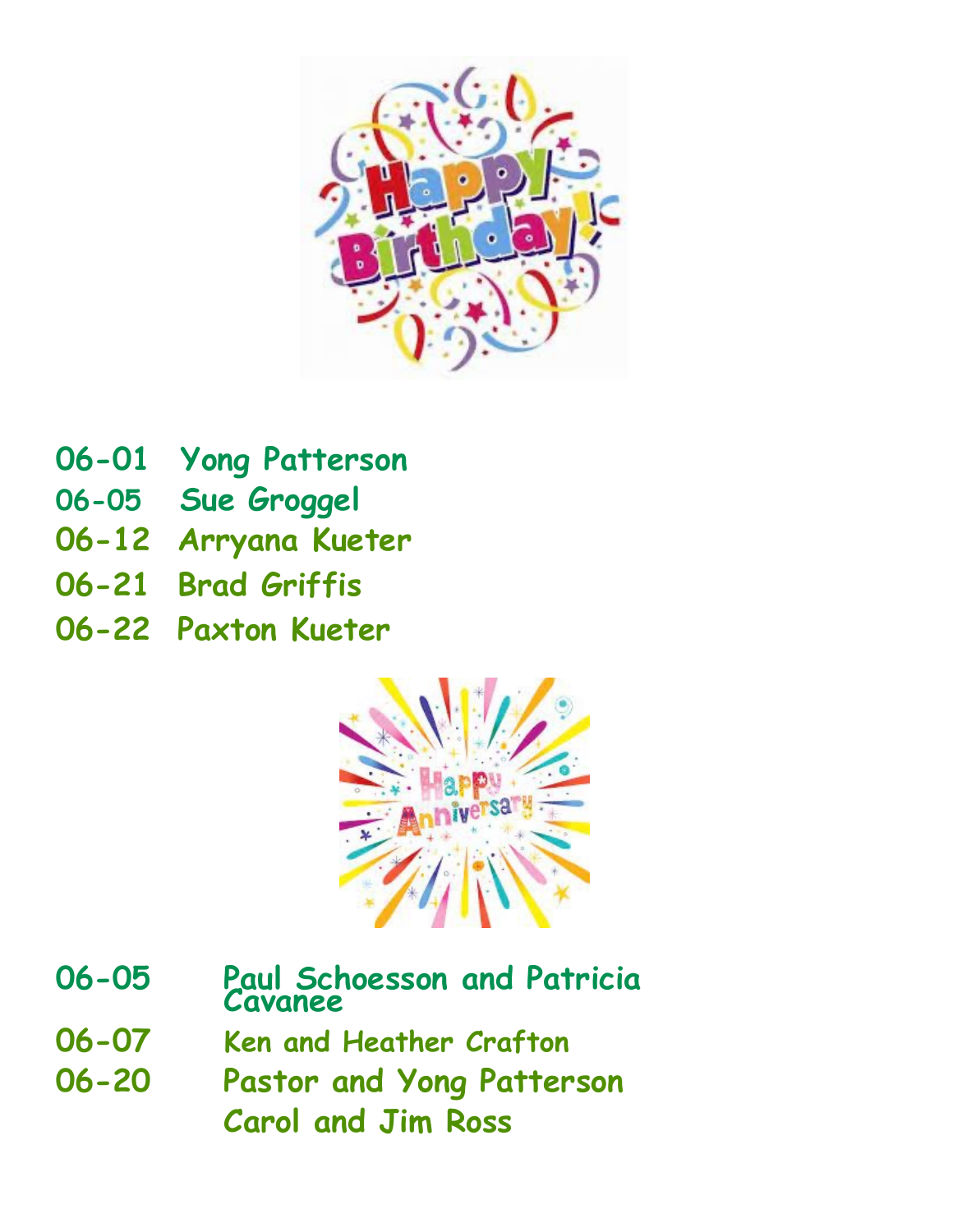Happy Birthday!

06-01 Yong Patterson
06-05 Sue Groggel
06-12 Arryana Kueter
06-21 Brad Griffis
06-22 Paxton Kueter

Happy Anniversary

06-05 Paul Schoesson and Patricia Cavanee
06-07 Ken and Heather Crafton
06-20 Pastor and Yong Patterson
Carol and Jim Ross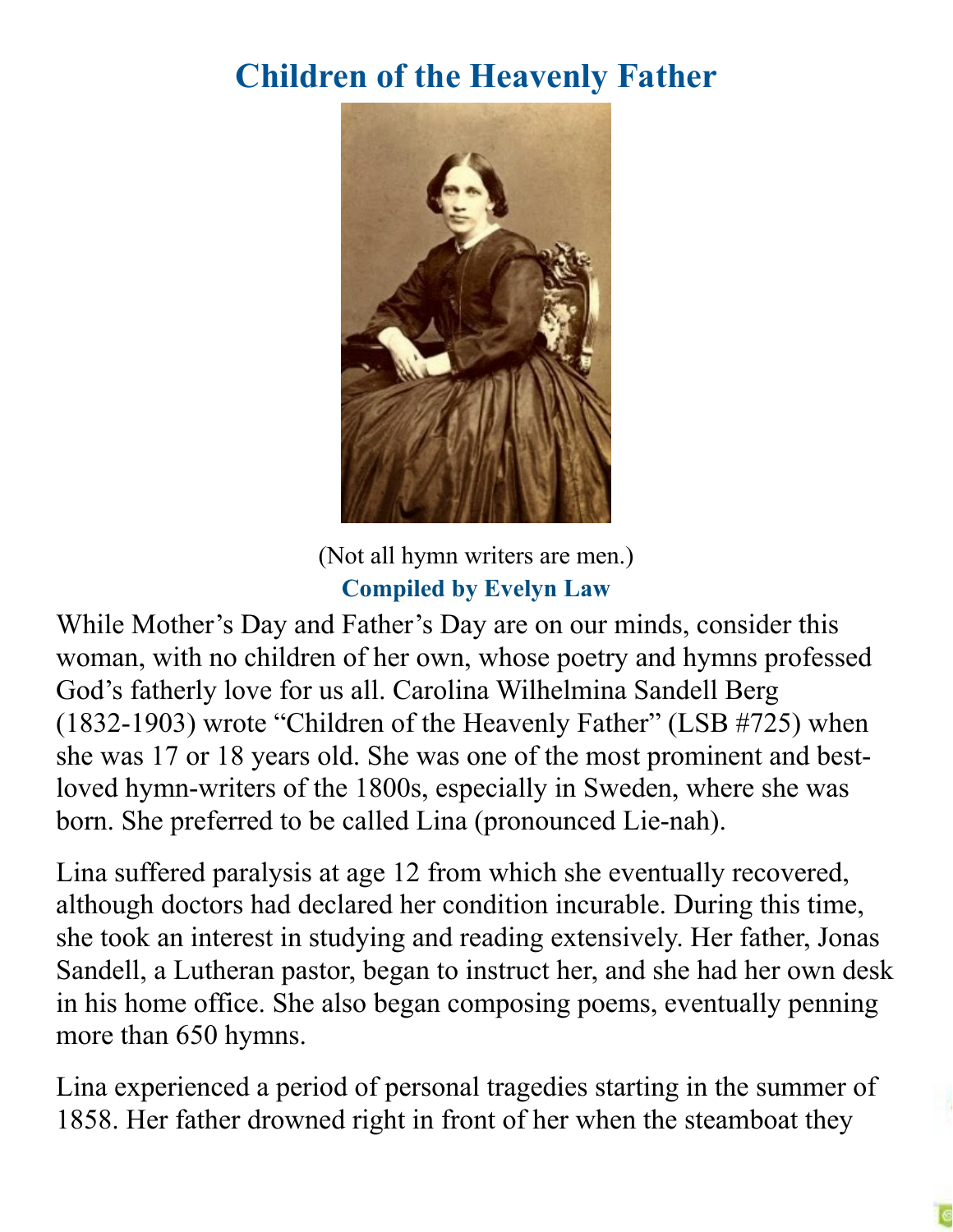# Children of the Heavenly Father

(Not all hymn writers are men.)

**Compiled by Evelyn Law**

While Mother's Day and Father's Day are on our minds, consider this woman, with no children of her own, whose poetry and hymns professed God's fatherly love for us all. Carolina Wilhelmina Sandell Berg (1832-1903) wrote "Children of the Heavenly Father" (LSB #725) when she was 17 or 18 years old. She was one of the most prominent and best-loved hymn-writers of the 1800s, especially in Sweden, where she was born. She preferred to be called Lina (pronounced Lie-nah).

Lina suffered paralysis at age 12 from which she eventually recovered, although doctors had declared her condition incurable. During this time, she took an interest in studying and reading extensively. Her father, Jonas Sandell, a Lutheran pastor, began to instruct her, and she had her own desk in his home office. She also began composing poems, eventually penning more than 650 hymns.

Lina experienced a period of personal tragedies starting in the summer of 1858. Her father drowned right in front of her when the steamboat they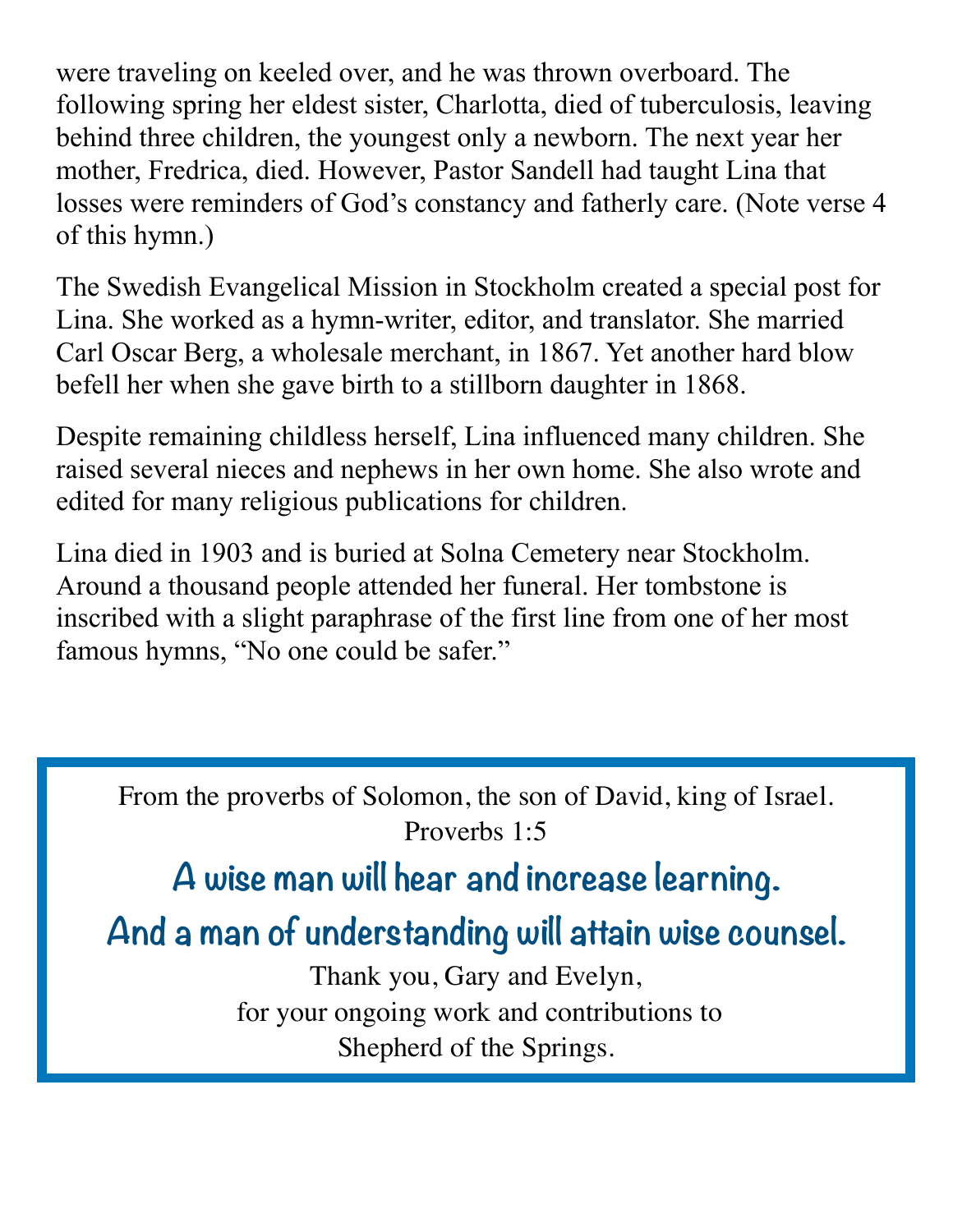were traveling on keeled over, and he was thrown overboard. The following spring her eldest sister, Charlotta, died of tuberculosis, leaving behind three children, the youngest only a newborn. The next year her mother, Fredrica, died. However, Pastor Sandell had taught Lina that losses were reminders of God's constancy and fatherly care. (Note verse 4 of this hymn.)

The Swedish Evangelical Mission in Stockholm created a special post for Lina. She worked as a hymn-writer, editor, and translator. She married Carl Oscar Berg, a wholesale merchant, in 1867. Yet another hard blow befell her when she gave birth to a stillborn daughter in 1868.

Despite remaining childless herself, Lina influenced many children. She raised several nieces and nephews in her own home. She also wrote and edited for many religious publications for children.

Lina died in 1903 and is buried at Solna Cemetery near Stockholm. Around a thousand people attended her funeral. Her tombstone is inscribed with a slight paraphrase of the first line from one of her most famous hymns, "No one could be safer."

---

From the proverbs of Solomon, the son of David, king of Israel.
Proverbs 1:5

**A wise man will hear and increase learning.**
**And a man of understanding will attain wise counsel.**

Thank you, Gary and Evelyn,
for your ongoing work and contributions to
Shepherd of the Springs.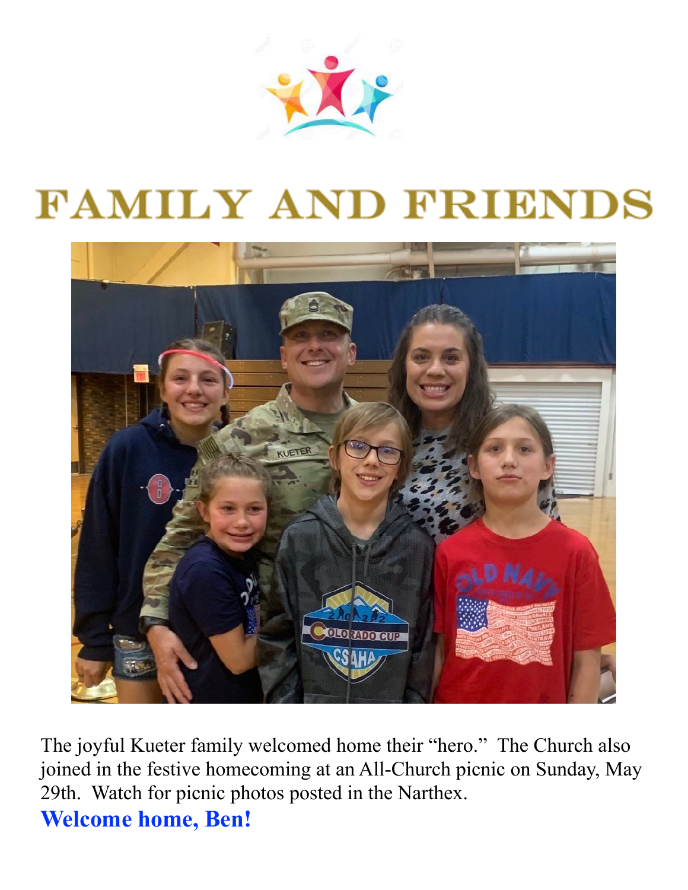# FAMILY AND FRIENDS

The joyful Kueter family welcomed home their "hero." The Church also joined in the festive homecoming at an All-Church picnic on Sunday, May 29th. Watch for picnic photos posted in the Narthex.

**Welcome home, Ben!**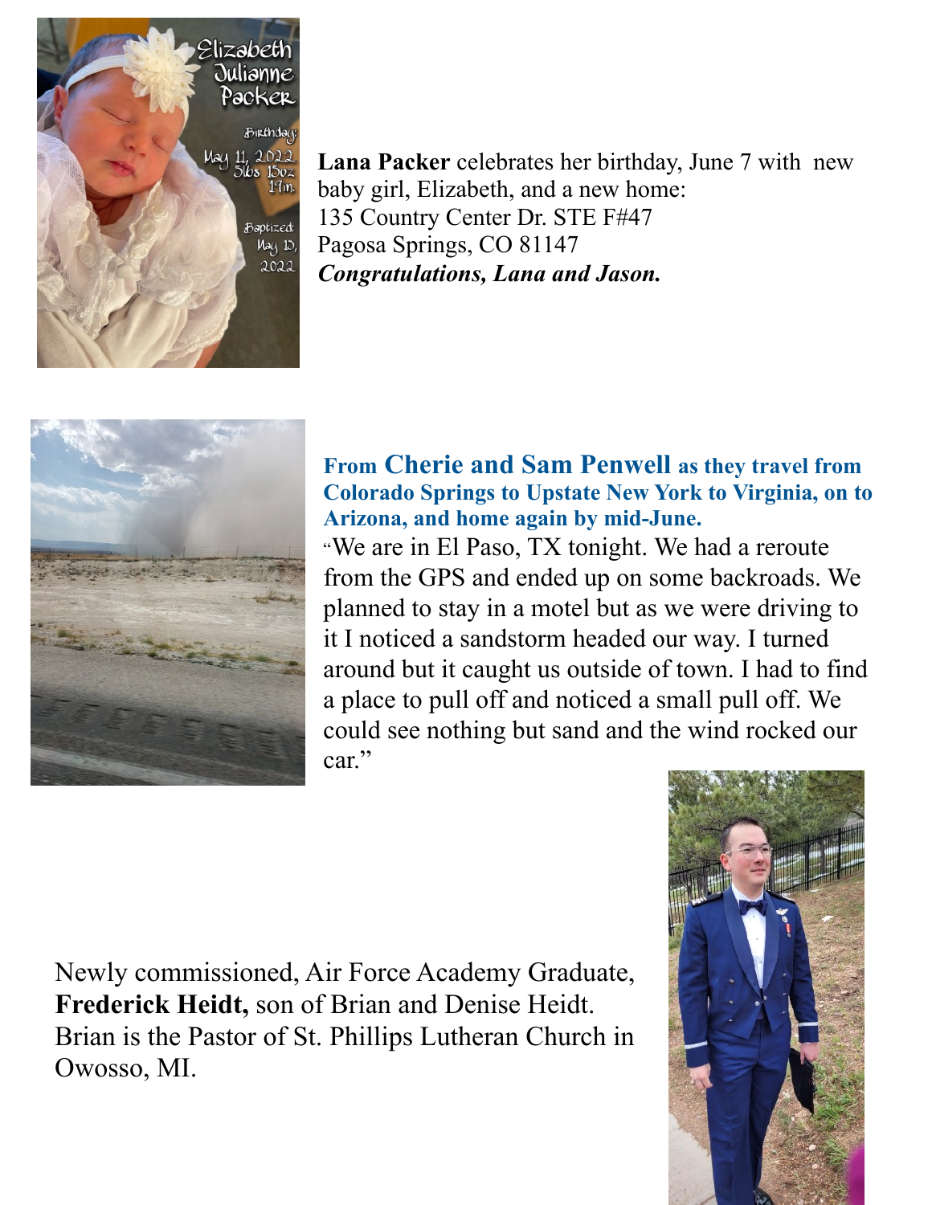**Lana Packer** celebrates her birthday, June 7 with new baby girl, Elizabeth, and a new home:
135 Country Center Dr. STE F#47
Pagosa Springs, CO 81147
***Congratulations, Lana and Jason.***

**From Cherie and Sam Penwell as they travel from Colorado Springs to Upstate New York to Virginia, on to Arizona, and home again by mid-June.**

"We are in El Paso, TX tonight. We had a reroute from the GPS and ended up on some backroads. We planned to stay in a motel but as we were driving to it I noticed a sandstorm headed our way. I turned around but it caught us outside of town. I had to find a place to pull off and noticed a small pull off. We could see nothing but sand and the wind rocked our car."

Newly commissioned, Air Force Academy Graduate, **Frederick Heidt,** son of Brian and Denise Heidt. Brian is the Pastor of St. Phillips Lutheran Church in Owosso, MI.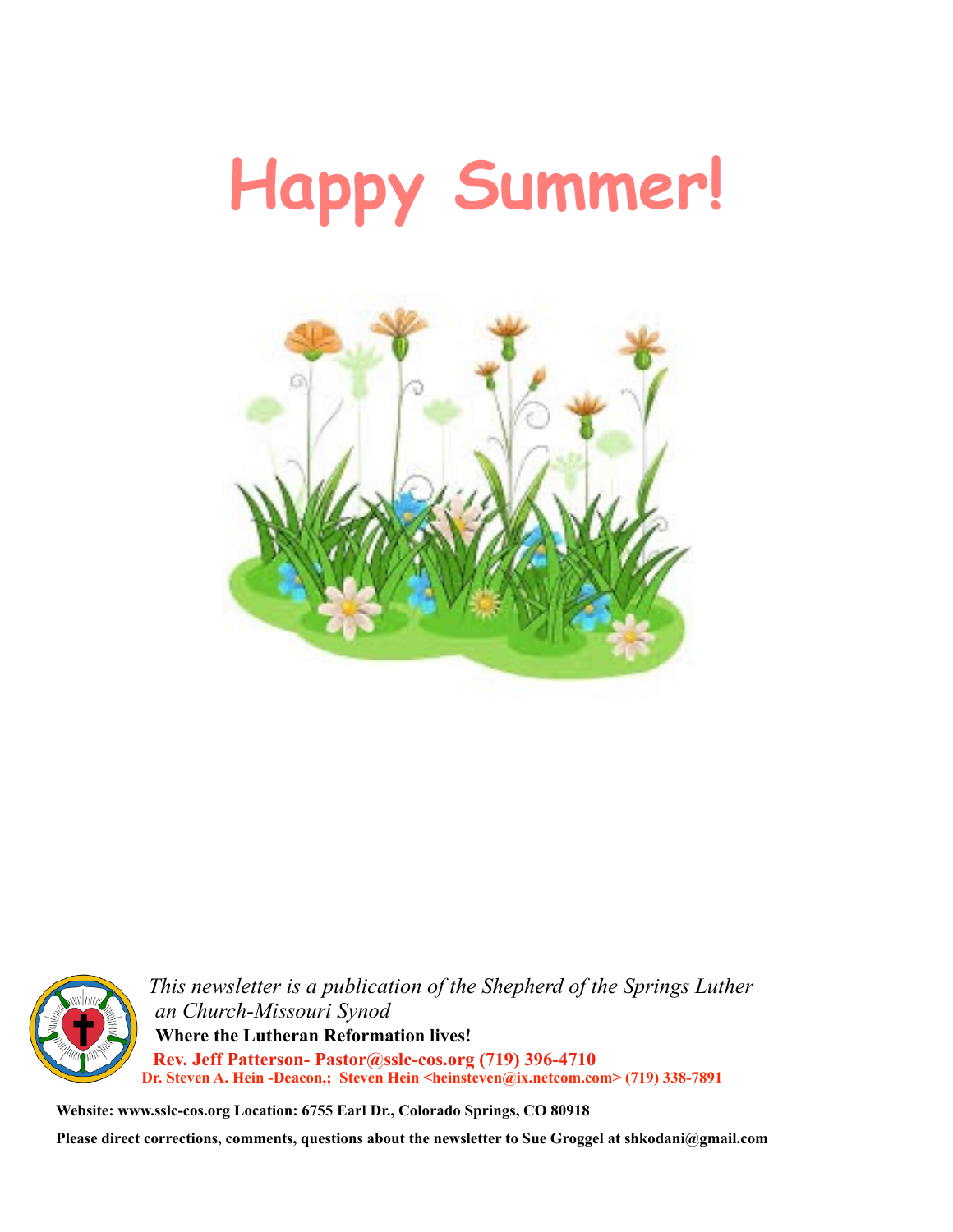# Happy Summer!

*This newsletter is a publication of the Shepherd of the Springs Luther an Church-Missouri Synod*

**Where the Lutheran Reformation lives!**

**Rev. Jeff Patterson- Pastor@sslc-cos.org (719) 396-4710**

**Dr. Steven A. Hein -Deacon,; Steven Hein <heinsteven@ix.netcom.com> (719) 338-7891**

**Website: www.sslc-cos.org Location: 6755 Earl Dr., Colorado Springs, CO 80918**

**Please direct corrections, comments, questions about the newsletter to Sue Groggel at shkodani@gmail.com**